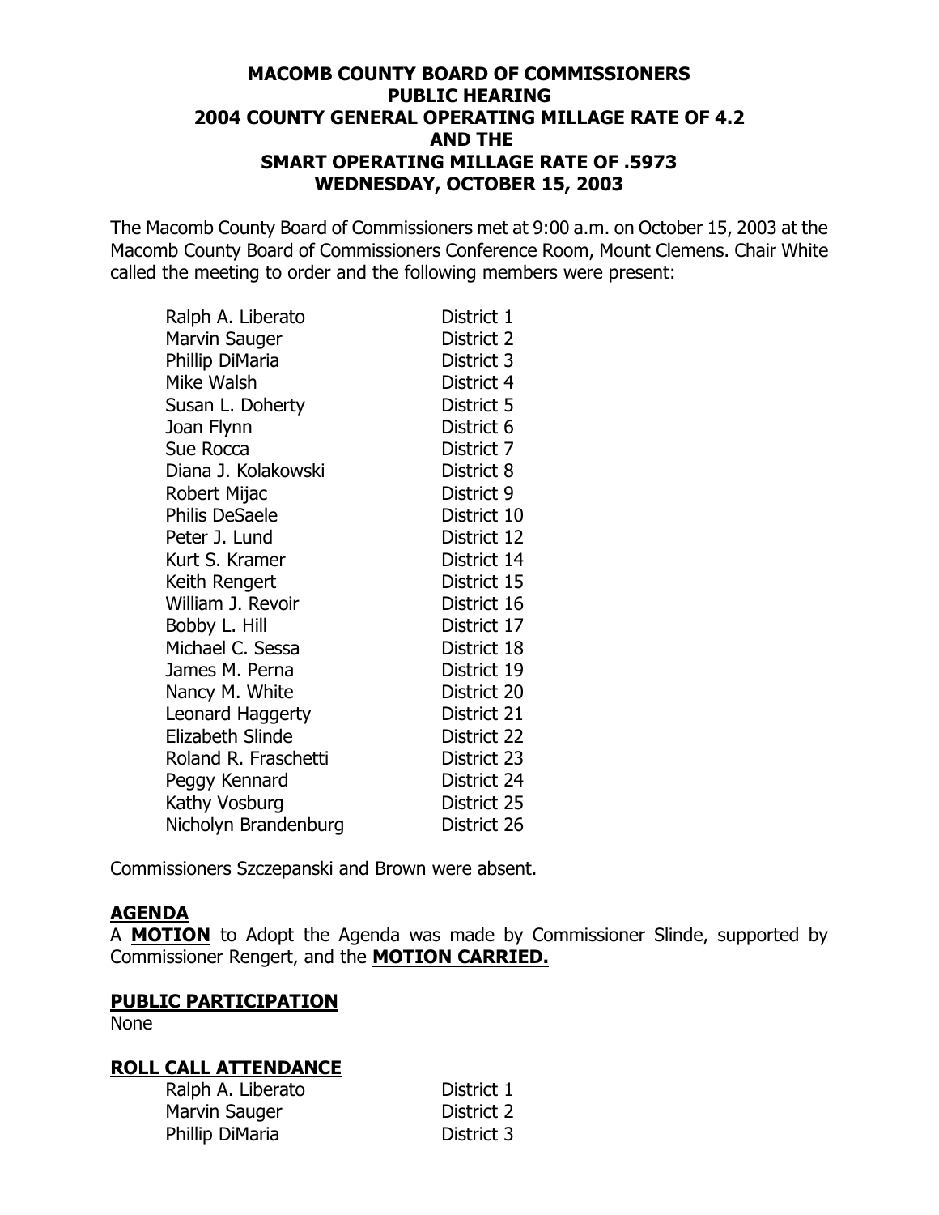# MACOMB COUNTY BOARD OF COMMISSIONERS
## PUBLIC HEARING
## 2004 COUNTY GENERAL OPERATING MILLAGE RATE OF 4.2
## AND THE
## SMART OPERATING MILLAGE RATE OF .5973
## WEDNESDAY, OCTOBER 15, 2003

The Macomb County Board of Commissioners met at 9:00 a.m. on October 15, 2003 at the Macomb County Board of Commissioners Conference Room, Mount Clemens. Chair White called the meeting to order and the following members were present:

| | |
|---|---|
| Ralph A. Liberato | District 1 |
| Marvin Sauger | District 2 |
| Phillip DiMaria | District 3 |
| Mike Walsh | District 4 |
| Susan L. Doherty | District 5 |
| Joan Flynn | District 6 |
| Sue Rocca | District 7 |
| Diana J. Kolakowski | District 8 |
| Robert Mijac | District 9 |
| Philis DeSaele | District 10 |
| Peter J. Lund | District 12 |
| Kurt S. Kramer | District 14 |
| Keith Rengert | District 15 |
| William J. Revoir | District 16 |
| Bobby L. Hill | District 17 |
| Michael C. Sessa | District 18 |
| James M. Perna | District 19 |
| Nancy M. White | District 20 |
| Leonard Haggerty | District 21 |
| Elizabeth Slinde | District 22 |
| Roland R. Fraschetti | District 23 |
| Peggy Kennard | District 24 |
| Kathy Vosburg | District 25 |
| Nicholyn Brandenburg | District 26 |

Commissioners Szczepanski and Brown were absent.

**AGENDA**

A **MOTION** to Adopt the Agenda was made by Commissioner Slinde, supported by Commissioner Rengert, and the **MOTION CARRIED.**

**PUBLIC PARTICIPATION**

None

**ROLL CALL ATTENDANCE**

| | |
|---|---|
| Ralph A. Liberato | District 1 |
| Marvin Sauger | District 2 |
| Phillip DiMaria | District 3 |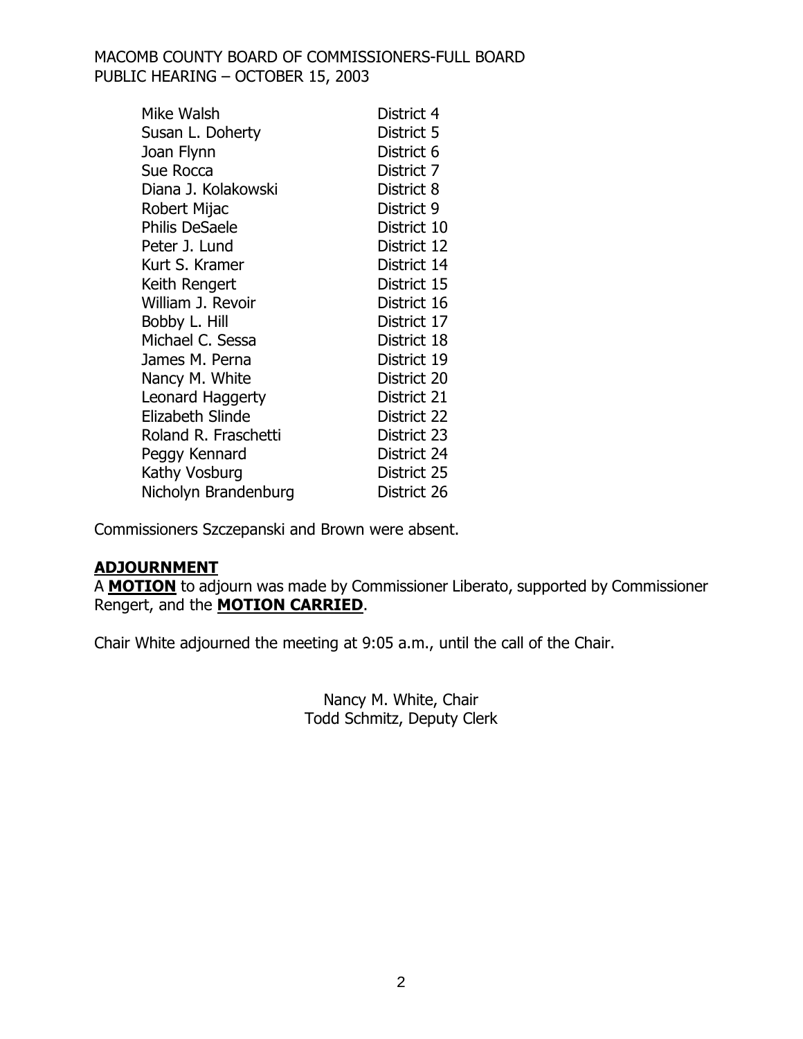| | |
|---|---|
| Mike Walsh | District 4 |
| Susan L. Doherty | District 5 |
| Joan Flynn | District 6 |
| Sue Rocca | District 7 |
| Diana J. Kolakowski | District 8 |
| Robert Mijac | District 9 |
| Philis DeSaele | District 10 |
| Peter J. Lund | District 12 |
| Kurt S. Kramer | District 14 |
| Keith Rengert | District 15 |
| William J. Revoir | District 16 |
| Bobby L. Hill | District 17 |
| Michael C. Sessa | District 18 |
| James M. Perna | District 19 |
| Nancy M. White | District 20 |
| Leonard Haggerty | District 21 |
| Elizabeth Slinde | District 22 |
| Roland R. Fraschetti | District 23 |
| Peggy Kennard | District 24 |
| Kathy Vosburg | District 25 |
| Nicholyn Brandenburg | District 26 |

Commissioners Szczepanski and Brown were absent.

## ADJOURNMENT

A **MOTION** to adjourn was made by Commissioner Liberato, supported by Commissioner Rengert, and the **MOTION CARRIED**.

Chair White adjourned the meeting at 9:05 a.m., until the call of the Chair.

Nancy M. White, Chair
Todd Schmitz, Deputy Clerk